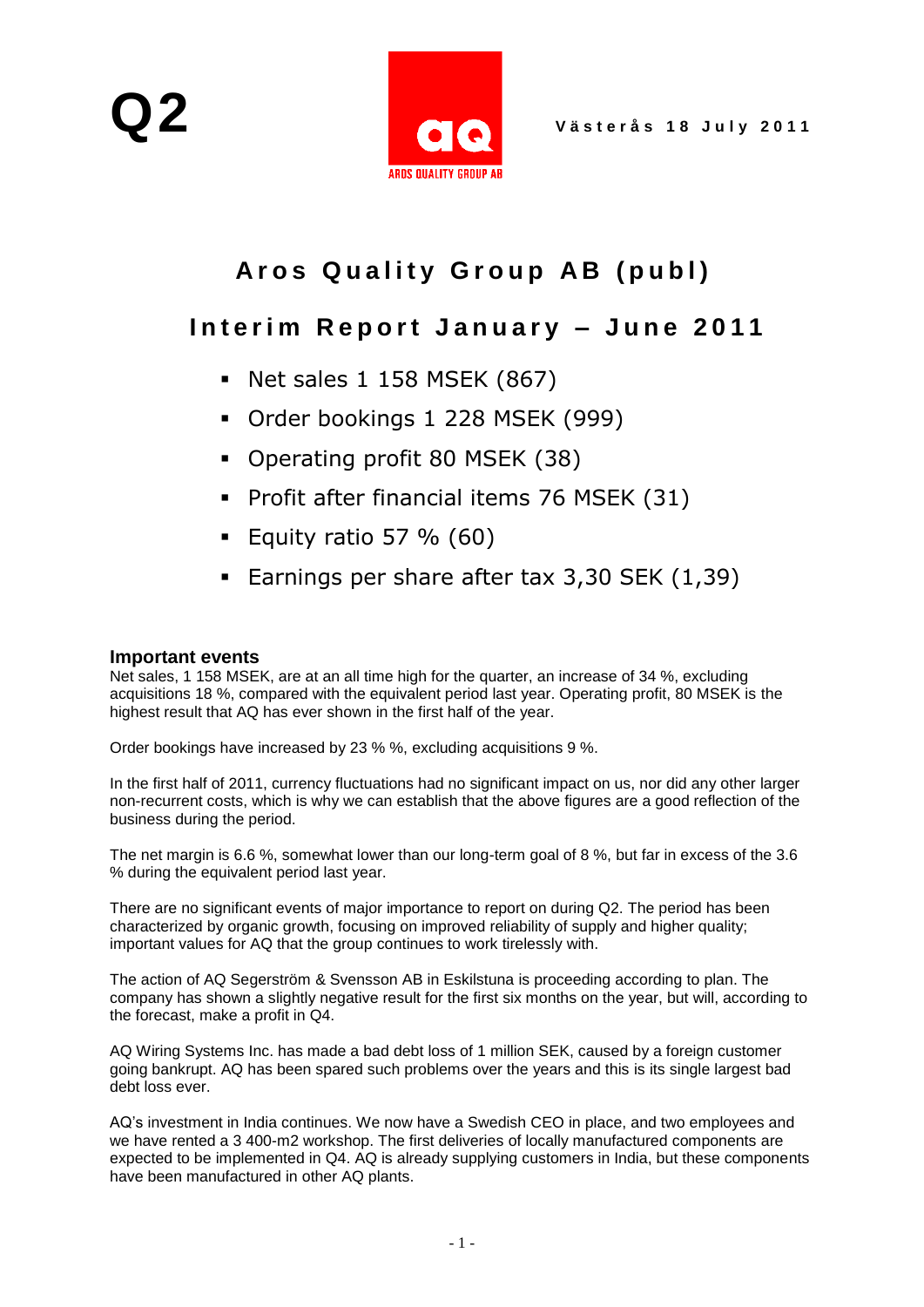Q2

AROS QUALITY GROUP AB

Västerås 18 July 2011

# Aros Quality Group AB (publ)

## Interim Report January – June 2011

- Net sales 1 158 MSEK (867)
- Order bookings 1 228 MSEK (999)
- Operating profit 80 MSEK (38)
- Profit after financial items 76 MSEK (31)
- Equity ratio 57 % (60)
- Earnings per share after tax 3,30 SEK (1,39)

### Important events

Net sales, 1 158 MSEK, are at an all time high for the quarter, an increase of 34 %, excluding acquisitions 18 %, compared with the equivalent period last year. Operating profit, 80 MSEK is the highest result that AQ has ever shown in the first half of the year.

Order bookings have increased by 23 % %, excluding acquisitions 9 %.

In the first half of 2011, currency fluctuations had no significant impact on us, nor did any other larger non-recurrent costs, which is why we can establish that the above figures are a good reflection of the business during the period.

The net margin is 6.6 %, somewhat lower than our long-term goal of 8 %, but far in excess of the 3.6 % during the equivalent period last year.

There are no significant events of major importance to report on during Q2. The period has been characterized by organic growth, focusing on improved reliability of supply and higher quality; important values for AQ that the group continues to work tirelessly with.

The action of AQ Segerström & Svensson AB in Eskilstuna is proceeding according to plan. The company has shown a slightly negative result for the first six months on the year, but will, according to the forecast, make a profit in Q4.

AQ Wiring Systems Inc. has made a bad debt loss of 1 million SEK, caused by a foreign customer going bankrupt. AQ has been spared such problems over the years and this is its single largest bad debt loss ever.

AQ's investment in India continues. We now have a Swedish CEO in place, and two employees and we have rented a 3 400-m2 workshop. The first deliveries of locally manufactured components are expected to be implemented in Q4. AQ is already supplying customers in India, but these components have been manufactured in other AQ plants.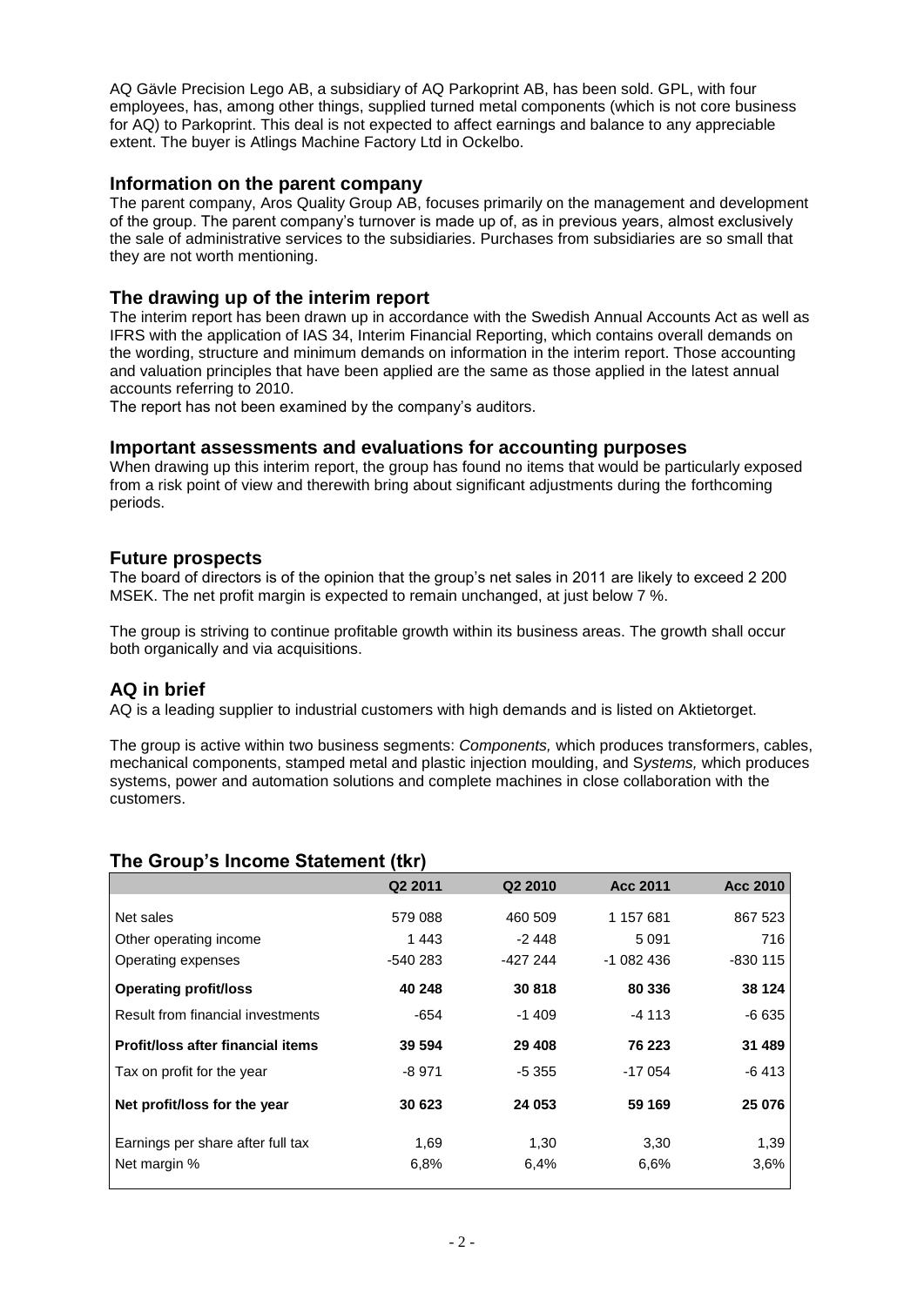AQ Gävle Precision Lego AB, a subsidiary of AQ Parkoprint AB, has been sold. GPL, with four employees, has, among other things, supplied turned metal components (which is not core business for AQ) to Parkoprint. This deal is not expected to affect earnings and balance to any appreciable extent. The buyer is Atlings Machine Factory Ltd in Ockelbo.

## Information on the parent company

The parent company, Aros Quality Group AB, focuses primarily on the management and development of the group. The parent company's turnover is made up of, as in previous years, almost exclusively the sale of administrative services to the subsidiaries. Purchases from subsidiaries are so small that they are not worth mentioning.

## The drawing up of the interim report

The interim report has been drawn up in accordance with the Swedish Annual Accounts Act as well as IFRS with the application of IAS 34, Interim Financial Reporting, which contains overall demands on the wording, structure and minimum demands on information in the interim report. Those accounting and valuation principles that have been applied are the same as those applied in the latest annual accounts referring to 2010.

The report has not been examined by the company's auditors.

## Important assessments and evaluations for accounting purposes

When drawing up this interim report, the group has found no items that would be particularly exposed from a risk point of view and therewith bring about significant adjustments during the forthcoming periods.

## Future prospects

The board of directors is of the opinion that the group's net sales in 2011 are likely to exceed 2 200 MSEK. The net profit margin is expected to remain unchanged, at just below 7 %.

The group is striving to continue profitable growth within its business areas. The growth shall occur both organically and via acquisitions.

## AQ in brief

AQ is a leading supplier to industrial customers with high demands and is listed on Aktietorget.

The group is active within two business segments: *Components,* which produces transformers, cables, mechanical components, stamped metal and plastic injection moulding, and S*ystems,* which produces systems, power and automation solutions and complete machines in close collaboration with the customers.

## The Group's Income Statement (tkr)

| | Q2 2011 | Q2 2010 | Acc 2011 | Acc 2010 |
|---|---|---|---|---|
| Net sales | 579 088 | 460 509 | 1 157 681 | 867 523 |
| Other operating income | 1 443 | -2 448 | 5 091 | 716 |
| Operating expenses | -540 283 | -427 244 | -1 082 436 | -830 115 |
| **Operating profit/loss** | **40 248** | **30 818** | **80 336** | **38 124** |
| Result from financial investments | -654 | -1 409 | -4 113 | -6 635 |
| **Profit/loss after financial items** | **39 594** | **29 408** | **76 223** | **31 489** |
| Tax on profit for the year | -8 971 | -5 355 | -17 054 | -6 413 |
| **Net profit/loss for the year** | **30 623** | **24 053** | **59 169** | **25 076** |
| Earnings per share after full tax | 1,69 | 1,30 | 3,30 | 1,39 |
| Net margin % | 6,8% | 6,4% | 6,6% | 3,6% |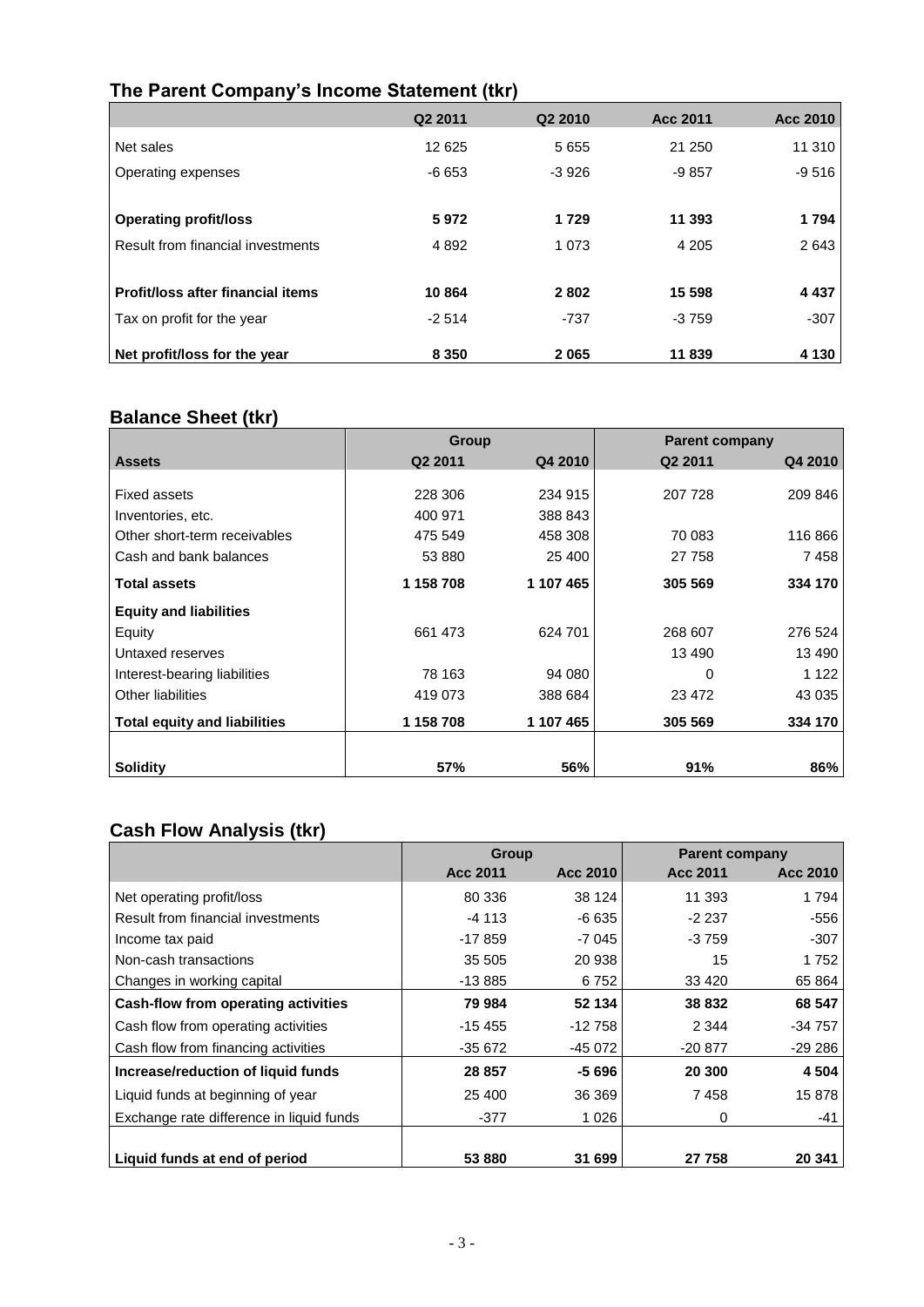## The Parent Company's Income Statement (tkr)

| | Q2 2011 | Q2 2010 | Acc 2011 | Acc 2010 |
|---|---|---|---|---|
| Net sales | 12 625 | 5 655 | 21 250 | 11 310 |
| Operating expenses | -6 653 | -3 926 | -9 857 | -9 516 |
| **Operating profit/loss** | **5 972** | **1 729** | **11 393** | **1 794** |
| Result from financial investments | 4 892 | 1 073 | 4 205 | 2 643 |
| **Profit/loss after financial items** | **10 864** | **2 802** | **15 598** | **4 437** |
| Tax on profit for the year | -2 514 | -737 | -3 759 | -307 |
| **Net profit/loss for the year** | **8 350** | **2 065** | **11 839** | **4 130** |

## Balance Sheet (tkr)

| | Group | | Parent company | |
|---|---|---|---|---|
| **Assets** | Q2 2011 | Q4 2010 | Q2 2011 | Q4 2010 |
| Fixed assets | 228 306 | 234 915 | 207 728 | 209 846 |
| Inventories, etc. | 400 971 | 388 843 | | |
| Other short-term receivables | 475 549 | 458 308 | 70 083 | 116 866 |
| Cash and bank balances | 53 880 | 25 400 | 27 758 | 7 458 |
| **Total assets** | **1 158 708** | **1 107 465** | **305 569** | **334 170** |
| **Equity and liabilities** | | | | |
| Equity | 661 473 | 624 701 | 268 607 | 276 524 |
| Untaxed reserves | | | 13 490 | 13 490 |
| Interest-bearing liabilities | 78 163 | 94 080 | 0 | 1 122 |
| Other liabilities | 419 073 | 388 684 | 23 472 | 43 035 |
| **Total equity and liabilities** | **1 158 708** | **1 107 465** | **305 569** | **334 170** |
| **Solidity** | **57%** | **56%** | **91%** | **86%** |

## Cash Flow Analysis (tkr)

| | Group | | Parent company | |
|---|---|---|---|---|
| | Acc 2011 | Acc 2010 | Acc 2011 | Acc 2010 |
| Net operating profit/loss | 80 336 | 38 124 | 11 393 | 1 794 |
| Result from financial investments | -4 113 | -6 635 | -2 237 | -556 |
| Income tax paid | -17 859 | -7 045 | -3 759 | -307 |
| Non-cash transactions | 35 505 | 20 938 | 15 | 1 752 |
| Changes in working capital | -13 885 | 6 752 | 33 420 | 65 864 |
| **Cash-flow from operating activities** | **79 984** | **52 134** | **38 832** | **68 547** |
| Cash flow from operating activities | -15 455 | -12 758 | 2 344 | -34 757 |
| Cash flow from financing activities | -35 672 | -45 072 | -20 877 | -29 286 |
| **Increase/reduction of liquid funds** | **28 857** | **-5 696** | **20 300** | **4 504** |
| Liquid funds at beginning of year | 25 400 | 36 369 | 7 458 | 15 878 |
| Exchange rate difference in liquid funds | -377 | 1 026 | 0 | -41 |
| **Liquid funds at end of period** | **53 880** | **31 699** | **27 758** | **20 341** |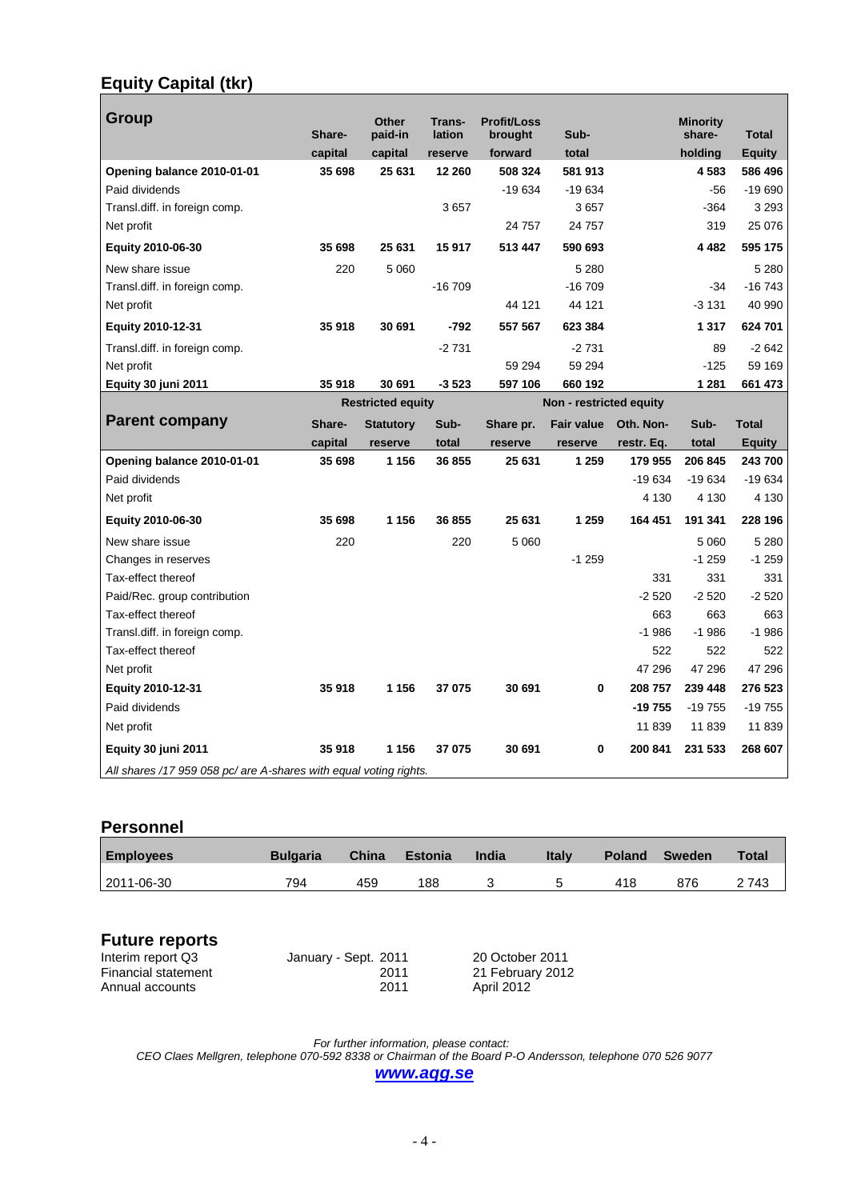## Equity Capital (tkr)

| Group | Share-capital | Other paid-in capital | Trans-lation reserve | Profit/Loss brought forward | Sub-total | | Minority share-holding | Total Equity |
|---|---|---|---|---|---|---|---|---|
| **Opening balance 2010-01-01** | **35 698** | **25 631** | **12 260** | **508 324** | **581 913** | | **4 583** | **586 496** |
| Paid dividends | | | | -19 634 | -19 634 | | -56 | -19 690 |
| Transl.diff. in foreign comp. | | | 3 657 | | 3 657 | | -364 | 3 293 |
| Net profit | | | | 24 757 | 24 757 | | 319 | 25 076 |
| **Equity 2010-06-30** | **35 698** | **25 631** | **15 917** | **513 447** | **590 693** | | **4 482** | **595 175** |
| New share issue | 220 | 5 060 | | | 5 280 | | | 5 280 |
| Transl.diff. in foreign comp. | | | -16 709 | | -16 709 | | -34 | -16 743 |
| Net profit | | | | 44 121 | 44 121 | | -3 131 | 40 990 |
| **Equity 2010-12-31** | **35 918** | **30 691** | **-792** | **557 567** | **623 384** | | **1 317** | **624 701** |
| Transl.diff. in foreign comp. | | | -2 731 | | -2 731 | | 89 | -2 642 |
| Net profit | | | | 59 294 | 59 294 | | -125 | 59 169 |
| **Equity 30 juni 2011** | **35 918** | **30 691** | **-3 523** | **597 106** | **660 192** | | **1 281** | **661 473** |

| | Restricted equity | | | Non - restricted equity | | | | |
|---|---|---|---|---|---|---|---|---|
| **Parent company** | **Share-capital** | **Statutory reserve** | **Sub-total** | **Share pr. reserve** | **Fair value reserve** | **Oth. Non-restr. Eq.** | **Sub-total** | **Total Equity** |
| **Opening balance 2010-01-01** | **35 698** | **1 156** | **36 855** | **25 631** | **1 259** | **179 955** | **206 845** | **243 700** |
| Paid dividends | | | | | | -19 634 | -19 634 | -19 634 |
| Net profit | | | | | | 4 130 | 4 130 | 4 130 |
| **Equity 2010-06-30** | **35 698** | **1 156** | **36 855** | **25 631** | **1 259** | **164 451** | **191 341** | **228 196** |
| New share issue | 220 | | 220 | 5 060 | | | 5 060 | 5 280 |
| Changes in reserves | | | | | -1 259 | | -1 259 | -1 259 |
| Tax-effect thereof | | | | | | 331 | 331 | 331 |
| Paid/Rec. group contribution | | | | | | -2 520 | -2 520 | -2 520 |
| Tax-effect thereof | | | | | | 663 | 663 | 663 |
| Transl.diff. in foreign comp. | | | | | | -1 986 | -1 986 | -1 986 |
| Tax-effect thereof | | | | | | 522 | 522 | 522 |
| Net profit | | | | | | 47 296 | 47 296 | 47 296 |
| **Equity 2010-12-31** | **35 918** | **1 156** | **37 075** | **30 691** | **0** | **208 757** | **239 448** | **276 523** |
| Paid dividends | | | | | | **-19 755** | -19 755 | -19 755 |
| Net profit | | | | | | 11 839 | 11 839 | 11 839 |
| **Equity 30 juni 2011** | **35 918** | **1 156** | **37 075** | **30 691** | **0** | **200 841** | **231 533** | **268 607** |

*All shares /17 959 058 pc/ are A-shares with equal voting rights.*

## Personnel

| Employees | Bulgaria | China | Estonia | India | Italy | Poland | Sweden | Total |
|---|---|---|---|---|---|---|---|---|
| 2011-06-30 | 794 | 459 | 188 | 3 | 5 | 418 | 876 | 2 743 |

## Future reports

| | | |
|---|---|---|
| Interim report Q3 | January - Sept. 2011 | 20 October 2011 |
| Financial statement | 2011 | 21 February 2012 |
| Annual accounts | 2011 | April 2012 |

*For further information, please contact:*
*CEO Claes Mellgren, telephone 070-592 8338 or Chairman of the Board P-O Andersson, telephone 070 526 9077*

***www.aqg.se***